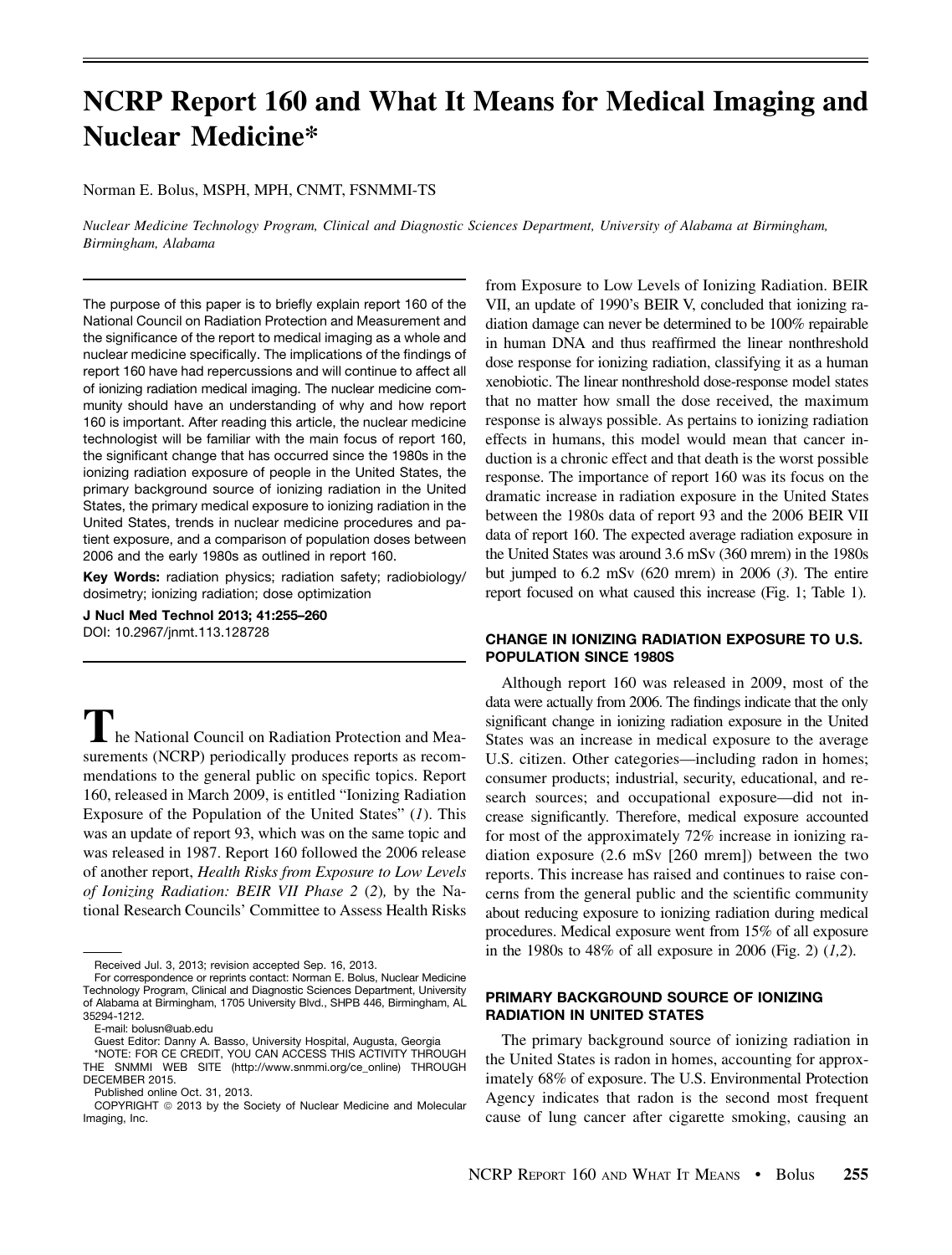# NCRP Report 160 and What It Means for Medical Imaging and Nuclear Medicine*

Norman E. Bolus, MSPH, MPH, CNMT, FSNMMI-TS

*Nuclear Medicine Technology Program, Clinical and Diagnostic Sciences Department, University of Alabama at Birmingham, Birmingham, Alabama*

The purpose of this paper is to briefly explain report 160 of the National Council on Radiation Protection and Measurement and the significance of the report to medical imaging as a whole and nuclear medicine specifically. The implications of the findings of report 160 have had repercussions and will continue to affect all of ionizing radiation medical imaging. The nuclear medicine community should have an understanding of why and how report 160 is important. After reading this article, the nuclear medicine technologist will be familiar with the main focus of report 160, the significant change that has occurred since the 1980s in the ionizing radiation exposure of people in the United States, the primary background source of ionizing radiation in the United States, the primary medical exposure to ionizing radiation in the United States, trends in nuclear medicine procedures and patient exposure, and a comparison of population doses between 2006 and the early 1980s as outlined in report 160.

**Key Words:** radiation physics; radiation safety; radiobiology/dosimetry; ionizing radiation; dose optimization

**J Nucl Med Technol 2013; 41:255–260**
DOI: 10.2967/jnmt.113.128728

The National Council on Radiation Protection and Measurements (NCRP) periodically produces reports as recommendations to the general public on specific topics. Report 160, released in March 2009, is entitled "Ionizing Radiation Exposure of the Population of the United States" (*1*). This was an update of report 93, which was on the same topic and was released in 1987. Report 160 followed the 2006 release of another report, *Health Risks from Exposure to Low Levels of Ionizing Radiation: BEIR VII Phase 2* (*2*), by the National Research Councils' Committee to Assess Health Risks from Exposure to Low Levels of Ionizing Radiation. BEIR VII, an update of 1990's BEIR V, concluded that ionizing radiation damage can never be determined to be 100% repairable in human DNA and thus reaffirmed the linear nonthreshold dose response for ionizing radiation, classifying it as a human xenobiotic. The linear nonthreshold dose-response model states that no matter how small the dose received, the maximum response is always possible. As pertains to ionizing radiation effects in humans, this model would mean that cancer induction is a chronic effect and that death is the worst possible response. The importance of report 160 was its focus on the dramatic increase in radiation exposure in the United States between the 1980s data of report 93 and the 2006 BEIR VII data of report 160. The expected average radiation exposure in the United States was around 3.6 mSv (360 mrem) in the 1980s but jumped to 6.2 mSv (620 mrem) in 2006 (*3*). The entire report focused on what caused this increase (Fig. 1; Table 1).

## CHANGE IN IONIZING RADIATION EXPOSURE TO U.S. POPULATION SINCE 1980S

Although report 160 was released in 2009, most of the data were actually from 2006. The findings indicate that the only significant change in ionizing radiation exposure in the United States was an increase in medical exposure to the average U.S. citizen. Other categories—including radon in homes; consumer products; industrial, security, educational, and research sources; and occupational exposure—did not increase significantly. Therefore, medical exposure accounted for most of the approximately 72% increase in ionizing radiation exposure (2.6 mSv [260 mrem]) between the two reports. This increase has raised and continues to raise concerns from the general public and the scientific community about reducing exposure to ionizing radiation during medical procedures. Medical exposure went from 15% of all exposure in the 1980s to 48% of all exposure in 2006 (Fig. 2) (*1,2*).

## PRIMARY BACKGROUND SOURCE OF IONIZING RADIATION IN UNITED STATES

The primary background source of ionizing radiation in the United States is radon in homes, accounting for approximately 68% of exposure. The U.S. Environmental Protection Agency indicates that radon is the second most frequent cause of lung cancer after cigarette smoking, causing an

---

Received Jul. 3, 2013; revision accepted Sep. 16, 2013.

For correspondence or reprints contact: Norman E. Bolus, Nuclear Medicine Technology Program, Clinical and Diagnostic Sciences Department, University of Alabama at Birmingham, 1705 University Blvd., SHPB 446, Birmingham, AL 35294-1212.

E-mail: bolusn@uab.edu

Guest Editor: Danny A. Basso, University Hospital, Augusta, Georgia

*NOTE: FOR CE CREDIT, YOU CAN ACCESS THIS ACTIVITY THROUGH THE SNMMI WEB SITE (http://www.snmmi.org/ce_online) THROUGH DECEMBER 2015.

Published online Oct. 31, 2013.

COPYRIGHT © 2013 by the Society of Nuclear Medicine and Molecular Imaging, Inc.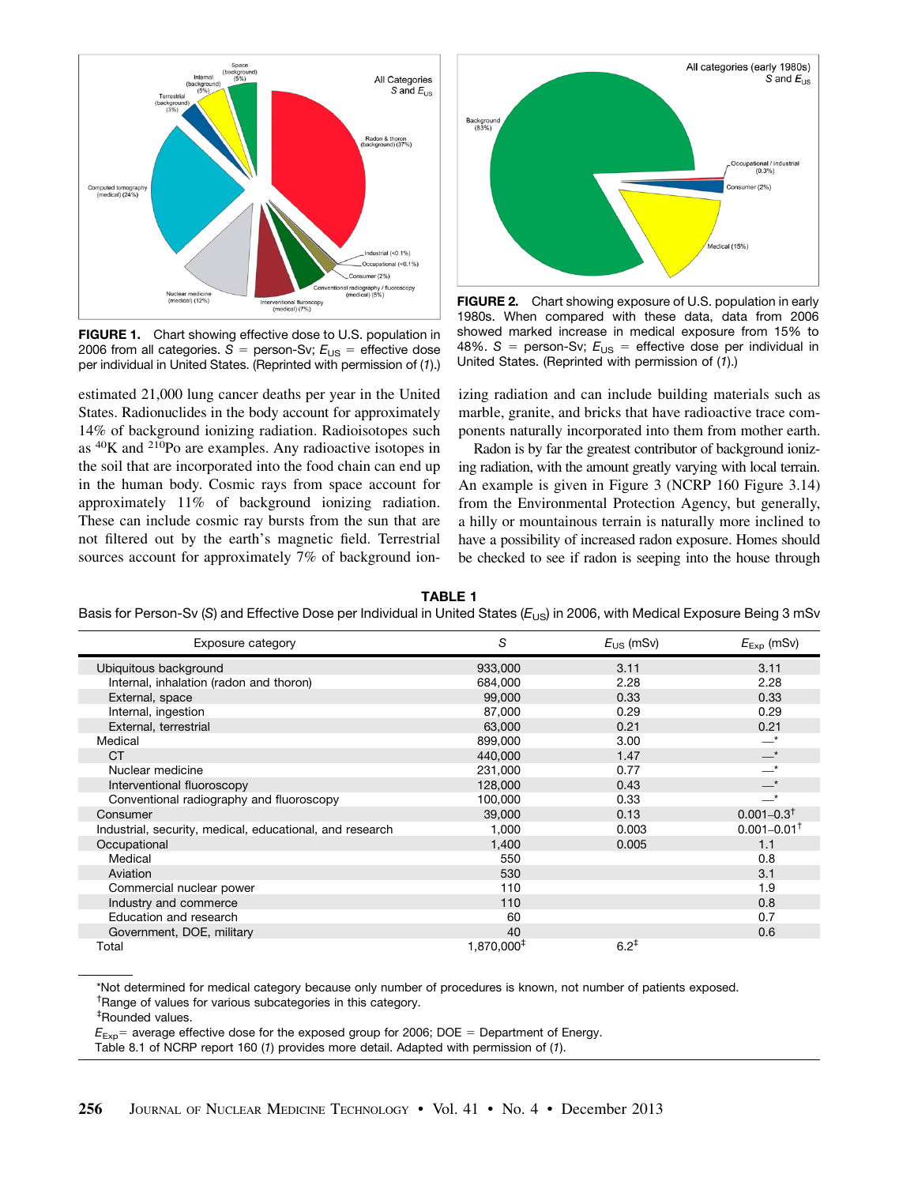FIGURE 1. Chart showing effective dose to U.S. population in 2006 from all categories. $S$ = person-Sv; $E_{US}$ = effective dose per individual in United States. (Reprinted with permission of (1).)

FIGURE 2. Chart showing exposure of U.S. population in early 1980s. When compared with these data, data from 2006 showed marked increase in medical exposure from 15% to 48%. $S$ = person-Sv; $E_{US}$ = effective dose per individual in United States. (Reprinted with permission of (1).)

estimated 21,000 lung cancer deaths per year in the United States. Radionuclides in the body account for approximately 14% of background ionizing radiation. Radioisotopes such as $^{40}$K and $^{210}$Po are examples. Any radioactive isotopes in the soil that are incorporated into the food chain can end up in the human body. Cosmic rays from space account for approximately 11% of background ionizing radiation. These can include cosmic ray bursts from the sun that are not filtered out by the earth's magnetic field. Terrestrial sources account for approximately 7% of background ionizing radiation and can include building materials such as marble, granite, and bricks that have radioactive trace components naturally incorporated into them from mother earth.

Radon is by far the greatest contributor of background ionizing radiation, with the amount greatly varying with local terrain. An example is given in Figure 3 (NCRP 160 Figure 3.14) from the Environmental Protection Agency, but generally, a hilly or mountainous terrain is naturally more inclined to have a possibility of increased radon exposure. Homes should be checked to see if radon is seeping into the house through

**TABLE 1**
Basis for Person-Sv ($S$) and Effective Dose per Individual in United States ($E_{US}$) in 2006, with Medical Exposure Being 3 mSv

| Exposure category | $S$ | $E_{US}$ (mSv) | $E_{Exp}$ (mSv) |
|---|---|---|---|
| Ubiquitous background | 933,000 | 3.11 | 3.11 |
| Internal, inhalation (radon and thoron) | 684,000 | 2.28 | 2.28 |
| External, space | 99,000 | 0.33 | 0.33 |
| Internal, ingestion | 87,000 | 0.29 | 0.29 |
| External, terrestrial | 63,000 | 0.21 | 0.21 |
| Medical | 899,000 | 3.00 | —* |
| CT | 440,000 | 1.47 | —* |
| Nuclear medicine | 231,000 | 0.77 | —* |
| Interventional fluoroscopy | 128,000 | 0.43 | —* |
| Conventional radiography and fluoroscopy | 100,000 | 0.33 | —* |
| Consumer | 39,000 | 0.13 | 0.001–0.3† |
| Industrial, security, medical, educational, and research | 1,000 | 0.003 | 0.001–0.01† |
| Occupational | 1,400 | 0.005 | 1.1 |
| Medical | 550 | | 0.8 |
| Aviation | 530 | | 3.1 |
| Commercial nuclear power | 110 | | 1.9 |
| Industry and commerce | 110 | | 0.8 |
| Education and research | 60 | | 0.7 |
| Government, DOE, military | 40 | | 0.6 |
| Total | 1,870,000‡ | 6.2‡ | |

*Not determined for medical category because only number of procedures is known, not number of patients exposed.
†Range of values for various subcategories in this category.
‡Rounded values.
$E_{Exp}$ = average effective dose for the exposed group for 2006; DOE = Department of Energy.
Table 8.1 of NCRP report 160 (1) provides more detail. Adapted with permission of (1).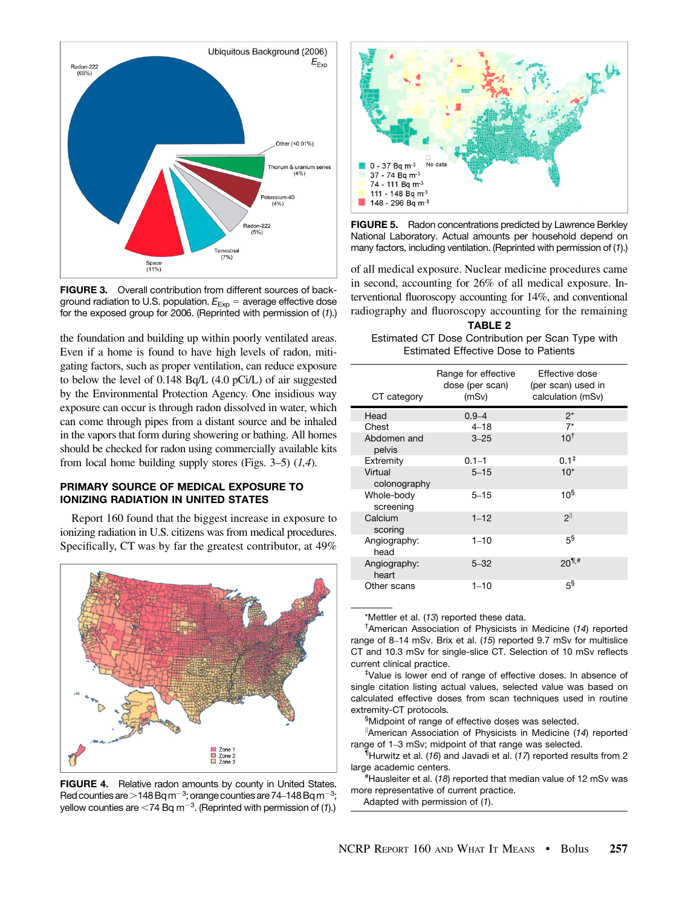FIGURE 3. Overall contribution from different sources of background radiation to U.S. population. $E_{Exp}$ = average effective dose for the exposed group for 2006. (Reprinted with permission of (1).)

the foundation and building up within poorly ventilated areas. Even if a home is found to have high levels of radon, mitigating factors, such as proper ventilation, can reduce exposure to below the level of 0.148 Bq/L (4.0 pCi/L) of air suggested by the Environmental Protection Agency. One insidious way exposure can occur is through radon dissolved in water, which can come through pipes from a distant source and be inhaled in the vapors that form during showering or bathing. All homes should be checked for radon using commercially available kits from local home building supply stores (Figs. 3–5) (*1,4*).

## PRIMARY SOURCE OF MEDICAL EXPOSURE TO IONIZING RADIATION IN UNITED STATES

Report 160 found that the biggest increase in exposure to ionizing radiation in U.S. citizens was from medical procedures. Specifically, CT was by far the greatest contributor, at 49% of all medical exposure. Nuclear medicine procedures came in second, accounting for 26% of all medical exposure. Interventional fluoroscopy accounting for 14%, and conventional radiography and fluoroscopy accounting for the remaining

FIGURE 4. Relative radon amounts by county in United States. Red counties are >148 Bq $m^{-3}$; orange counties are 74–148 Bq $m^{-3}$; yellow counties are <74 Bq $m^{-3}$. (Reprinted with permission of (1).)

FIGURE 5. Radon concentrations predicted by Lawrence Berkley National Laboratory. Actual amounts per household depend on many factors, including ventilation. (Reprinted with permission of (1).)

**TABLE 2**
Estimated CT Dose Contribution per Scan Type with Estimated Effective Dose to Patients

| CT category | Range for effective dose (per scan) (mSv) | Effective dose (per scan) used in calculation (mSv) |
|---|---|---|
| Head | 0.9–4 | 2* |
| Chest | 4–18 | 7* |
| Abdomen and pelvis | 3–25 | 10† |
| Extremity | 0.1–1 | 0.1‡ |
| Virtual colonography | 5–15 | 10* |
| Whole-body screening | 5–15 | 10§ |
| Calcium scoring | 1–12 | 2‖ |
| Angiography: head | 1–10 | 5§ |
| Angiography: heart | 5–32 | 20¶,# |
| Other scans | 1–10 | 5§ |

*Mettler et al. (13) reported these data.
†American Association of Physicists in Medicine (14) reported range of 8–14 mSv. Brix et al. (15) reported 9.7 mSv for multislice CT and 10.3 mSv for single-slice CT. Selection of 10 mSv reflects current clinical practice.
‡Value is lower end of range of effective doses. In absence of single citation listing actual values, selected value was based on calculated effective doses from scan techniques used in routine extremity-CT protocols.
§Midpoint of range of effective doses was selected.
‖American Association of Physicists in Medicine (14) reported range of 1–3 mSv; midpoint of that range was selected.
¶Hurwitz et al. (16) and Javadi et al. (17) reported results from 2 large academic centers.
#Hausleiter et al. (18) reported that median value of 12 mSv was more representative of current practice.
Adapted with permission of (1).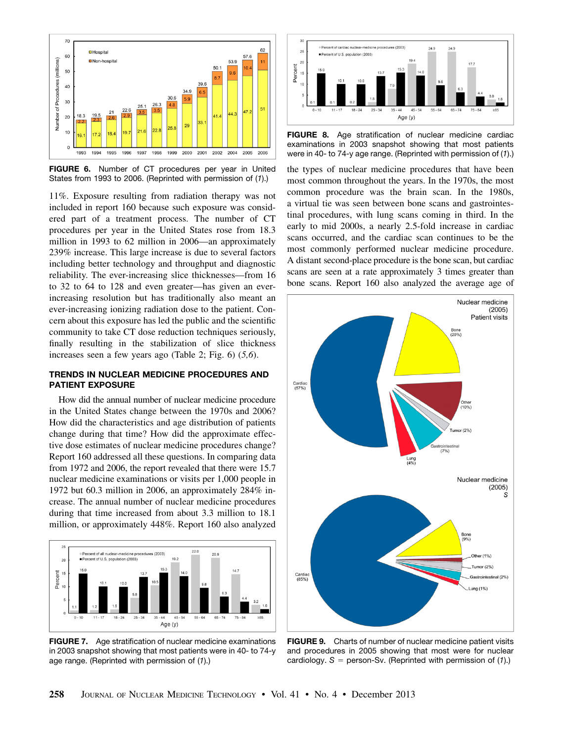FIGURE 6. Number of CT procedures per year in United States from 1993 to 2006. (Reprinted with permission of (1).)

11%. Exposure resulting from radiation therapy was not included in report 160 because such exposure was considered part of a treatment process. The number of CT procedures per year in the United States rose from 18.3 million in 1993 to 62 million in 2006—an approximately 239% increase. This large increase is due to several factors including better technology and throughput and diagnostic reliability. The ever-increasing slice thicknesses—from 16 to 32 to 64 to 128 and even greater—has given an ever-increasing resolution but has traditionally also meant an ever-increasing ionizing radiation dose to the patient. Concern about this exposure has led the public and the scientific community to take CT dose reduction techniques seriously, finally resulting in the stabilization of slice thickness increases seen a few years ago (Table 2; Fig. 6) (5,6).

## TRENDS IN NUCLEAR MEDICINE PROCEDURES AND PATIENT EXPOSURE

How did the annual number of nuclear medicine procedure in the United States change between the 1970s and 2006? How did the characteristics and age distribution of patients change during that time? How did the approximate effective dose estimates of nuclear medicine procedures change? Report 160 addressed all these questions. In comparing data from 1972 and 2006, the report revealed that there were 15.7 nuclear medicine examinations or visits per 1,000 people in 1972 but 60.3 million in 2006, an approximately 284% increase. The annual number of nuclear medicine procedures during that time increased from about 3.3 million to 18.1 million, or approximately 448%. Report 160 also analyzed the types of nuclear medicine procedures that have been most common throughout the years. In the 1970s, the most common procedure was the brain scan. In the 1980s, a virtual tie was seen between bone scans and gastrointestinal procedures, with lung scans coming in third. In the early to mid 2000s, a nearly 2.5-fold increase in cardiac scans occurred, and the cardiac scan continues to be the most commonly performed nuclear medicine procedure. A distant second-place procedure is the bone scan, but cardiac scans are seen at a rate approximately 3 times greater than bone scans. Report 160 also analyzed the average age of

FIGURE 7. Age stratification of nuclear medicine examinations in 2003 snapshot showing that most patients were in 40- to 74-y age range. (Reprinted with permission of (1).)

FIGURE 8. Age stratification of nuclear medicine cardiac examinations in 2003 snapshot showing that most patients were in 40- to 74-y age range. (Reprinted with permission of (1).)

FIGURE 9. Charts of number of nuclear medicine patient visits and procedures in 2005 showing that most were for nuclear cardiology. $S$ = person-Sv. (Reprinted with permission of (1).)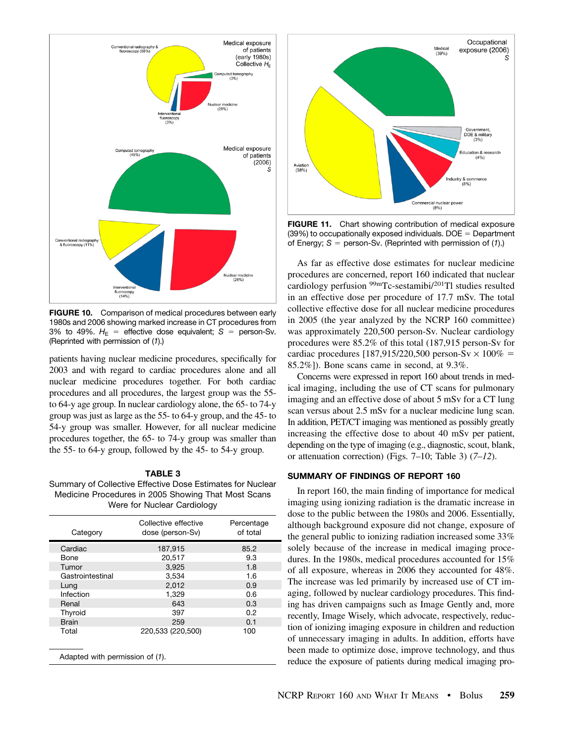FIGURE 10. Comparison of medical procedures between early 1980s and 2006 showing marked increase in CT procedures from 3% to 49%. $H_E$ = effective dose equivalent; $S$ = person-Sv. (Reprinted with permission of (*1*).)

patients having nuclear medicine procedures, specifically for 2003 and with regard to cardiac procedures alone and all nuclear medicine procedures together. For both cardiac procedures and all procedures, the largest group was the 55- to 64-y age group. In nuclear cardiology alone, the 65- to 74-y group was just as large as the 55- to 64-y group, and the 45- to 54-y group was smaller. However, for all nuclear medicine procedures together, the 65- to 74-y group was smaller than the 55- to 64-y group, followed by the 45- to 54-y group.

**TABLE 3**
Summary of Collective Effective Dose Estimates for Nuclear Medicine Procedures in 2005 Showing That Most Scans Were for Nuclear Cardiology

| Category | Collective effective dose (person-Sv) | Percentage of total |
|---|---|---|
| Cardiac | 187,915 | 85.2 |
| Bone | 20,517 | 9.3 |
| Tumor | 3,925 | 1.8 |
| Gastrointestinal | 3,534 | 1.6 |
| Lung | 2,012 | 0.9 |
| Infection | 1,329 | 0.6 |
| Renal | 643 | 0.3 |
| Thyroid | 397 | 0.2 |
| Brain | 259 | 0.1 |
| Total | 220,533 (220,500) | 100 |

Adapted with permission of (*1*).

FIGURE 11. Chart showing contribution of medical exposure (39%) to occupationally exposed individuals. DOE = Department of Energy; $S$ = person-Sv. (Reprinted with permission of (*1*).)

As far as effective dose estimates for nuclear medicine procedures are concerned, report 160 indicated that nuclear cardiology perfusion $^{99m}$Tc-sestamibi/$^{201}$Tl studies resulted in an effective dose per procedure of 17.7 mSv. The total collective effective dose for all nuclear medicine procedures in 2005 (the year analyzed by the NCRP 160 committee) was approximately 220,500 person-Sv. Nuclear cardiology procedures were 85.2% of this total (187,915 person-Sv for cardiac procedures [187,915/220,500 person-Sv × 100% = 85.2%]). Bone scans came in second, at 9.3%.

Concerns were expressed in report 160 about trends in medical imaging, including the use of CT scans for pulmonary imaging and an effective dose of about 5 mSv for a CT lung scan versus about 2.5 mSv for a nuclear medicine lung scan. In addition, PET/CT imaging was mentioned as possibly greatly increasing the effective dose to about 40 mSv per patient, depending on the type of imaging (e.g., diagnostic, scout, blank, or attenuation correction) (Figs. 7–10; Table 3) (*7–12*).

## SUMMARY OF FINDINGS OF REPORT 160

In report 160, the main finding of importance for medical imaging using ionizing radiation is the dramatic increase in dose to the public between the 1980s and 2006. Essentially, although background exposure did not change, exposure of the general public to ionizing radiation increased some 33% solely because of the increase in medical imaging procedures. In the 1980s, medical procedures accounted for 15% of all exposure, whereas in 2006 they accounted for 48%. The increase was led primarily by increased use of CT imaging, followed by nuclear cardiology procedures. This finding has driven campaigns such as Image Gently and, more recently, Image Wisely, which advocate, respectively, reduction of ionizing imaging exposure in children and reduction of unnecessary imaging in adults. In addition, efforts have been made to optimize dose, improve technology, and thus reduce the exposure of patients during medical imaging pro-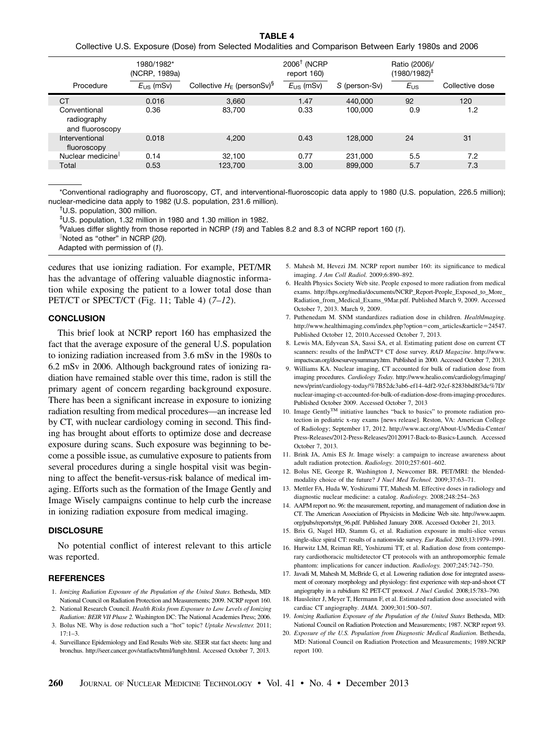**TABLE 4**

Collective U.S. Exposure (Dose) from Selected Modalities and Comparison Between Early 1980s and 2006

| | 1980/1982* (NCRP, 1989a) | | 2006[†] (NCRP report 160) | | Ratio (2006)/(1980/1982)[‡] | |
|---|---|---|---|---|---|---|
| Procedure | $E_{US}$ (mSv) | Collective $H_E$ (personSv)[§] | $E_{US}$ (mSv) | $S$ (person-Sv) | $E_{US}$ | Collective dose |
| CT | 0.016 | 3,660 | 1.47 | 440,000 | 92 | 120 |
| Conventional radiography and fluoroscopy | 0.36 | 83,700 | 0.33 | 100,000 | 0.9 | 1.2 |
| Interventional fluoroscopy | 0.018 | 4,200 | 0.43 | 128,000 | 24 | 31 |
| Nuclear medicine[‖] | 0.14 | 32,100 | 0.77 | 231,000 | 5.5 | 7.2 |
| Total | 0.53 | 123,700 | 3.00 | 899,000 | 5.7 | 7.3 |

*Conventional radiography and fluoroscopy, CT, and interventional-fluoroscopic data apply to 1980 (U.S. population, 226.5 million); nuclear-medicine data apply to 1982 (U.S. population, 231.6 million).

†U.S. population, 300 million.

‡U.S. population, 1.32 million in 1980 and 1.30 million in 1982.

§Values differ slightly from those reported in NCRP (*19*) and Tables 8.2 and 8.3 of NCRP report 160 (*1*).

‖Noted as "other" in NCRP (*20*).

Adapted with permission of (*1*).

cedures that use ionizing radiation. For example, PET/MR has the advantage of offering valuable diagnostic information while exposing the patient to a lower total dose than PET/CT or SPECT/CT (Fig. 11; Table 4) (*7–12*).

## CONCLUSION

This brief look at NCRP report 160 has emphasized the fact that the average exposure of the general U.S. population to ionizing radiation increased from 3.6 mSv in the 1980s to 6.2 mSv in 2006. Although background rates of ionizing radiation have remained stable over this time, radon is still the primary agent of concern regarding background exposure. There has been a significant increase in exposure to ionizing radiation resulting from medical procedures—an increase led by CT, with nuclear cardiology coming in second. This finding has brought about efforts to optimize dose and decrease exposure during scans. Such exposure was beginning to become a possible issue, as cumulative exposure to patients from several procedures during a single hospital visit was beginning to affect the benefit-versus-risk balance of medical imaging. Efforts such as the formation of the Image Gently and Image Wisely campaigns continue to help curb the increase in ionizing radiation exposure from medical imaging.

## DISCLOSURE

No potential conflict of interest relevant to this article was reported.

## REFERENCES

1. *Ionizing Radiation Exposure of the Population of the United States.* Bethesda, MD: National Council on Radiation Protection and Measurements; 2009. NCRP report 160.
2. National Research Council. *Health Risks from Exposure to Low Levels of Ionizing Radiation: BEIR VII Phase 2.* Washington DC: The National Academies Press; 2006.
3. Bolus NE. Why is dose reduction such a "hot" topic? *Uptake Newsletter.* 2011; 17:1–3.
4. Surveillance Epidemiology and End Results Web site. SEER stat fact sheets: lung and bronchus. http://seer.cancer.gov/statfacts/html/lungb.html. Accessed October 7, 2013.
5. Mahesh M, Hevezi JM. NCRP report number 160: its significance to medical imaging. *J Am Coll Radiol.* 2009;6:890–892.
6. Health Physics Society Web site. People exposed to more radiation from medical exams. http://hps.org/media/documents/NCRP_Report-People_Exposed_to_More_Radiation_from_Medical_Exams_9Mar.pdf. Published March 9, 2009. Accessed October 7, 2013. March 9, 2009.
7. Puthenedam M. SNM standardizes radiation dose in children. *HealthImaging*. http://www.healthimaging.com/index.php?option=com_articles&article=24547. Published October 12, 2010.Accessed October 7, 2013.
8. Lewis MA, Edyvean SA, Sassi SA, et al. Estimating patient dose on current CT scanners: results of the ImPACT* CT dose survey. *RAD Magazine*. http://www.impactscan.org/dosesurveysummary.htm. Published in 2000. Accessed October 7, 2013.
9. Williams KA. Nuclear imaging, CT accounted for bulk of radiation dose from imaging procedures. *Cardiology Today.* http://www.healio.com/cardiology/imaging/news/print/cardiology-today/%7B52dc3ab6-ef14-4df2-92cf-8283bbd8f3dc%7D/nuclear-imaging-ct-accounted-for-bulk-of-radiation-dose-from-imaging-procedures. Published October 2009. Accessed October 7, 2013
10. Image Gently™ initiative launches "back to basics" to promote radiation protection in pediatric x-ray exams [news release]. Reston, VA: American College of Radiology; September 17, 2012. http://www.acr.org/About-Us/Media-Center/Press-Releases/2012-Press-Releases/20120917-Back-to-Basics-Launch. Accessed October 7, 2013.
11. Brink JA, Amis ES Jr. Image wisely: a campaign to increase awareness about adult radiation protection. *Radiology.* 2010;257:601–602.
12. Bolus NE, George R, Washington J, Newcomer BR. PET/MRI: the blended-modality choice of the future? *J Nucl Med Technol.* 2009;37:63–71.
13. Mettler FA, Huda W, Yoshizumi TT, Mahesh M. Effective doses in radiology and diagnostic nuclear medicine: a catalog. *Radiology.* 2008;248:254–263
14. AAPM report no. 96: the measurement, reporting, and management of radiation dose in CT. The American Association of Physicists in Medicine Web site. http://www.aapm.org/pubs/reports/rpt_96.pdf. Published January 2008. Accessed October 21, 2013.
15. Brix G, Nagel HD, Stamm G, et al. Radiation exposure in multi-slice versus single-slice spiral CT: results of a nationwide survey. *Eur Radiol.* 2003;13:1979–1991.
16. Hurwitz LM, Reiman RE, Yoshizumi TT, et al. Radiation dose from contemporary cardiothoracic multidetector CT protocols with an anthropomorphic female phantom: implications for cancer induction. *Radiology.* 2007;245:742–750.
17. Javadi M, Mahesh M, McBride G, et al. Lowering radiation dose for integrated assessment of coronary morphology and physiology: first experience with step-and-shoot CT angiography in a rubidium 82 PET-CT protocol. *J Nucl Cardiol.* 2008;15:783–790.
18. Hausleiter J, Meyer T, Hermann F, et al. Estimated radiation dose associated with cardiac CT angiography. *JAMA.* 2009;301:500–507.
19. *Ionizing Radiation Exposure of the Population of the United States* Bethesda, MD: National Council on Radiation Protection and Measurements; 1987. NCRP report 93.
20. *Exposure of the U.S. Population from Diagnostic Medical Radiation.* Bethesda, MD: National Council on Radiation Protection and Measurements; 1989.NCRP report 100.